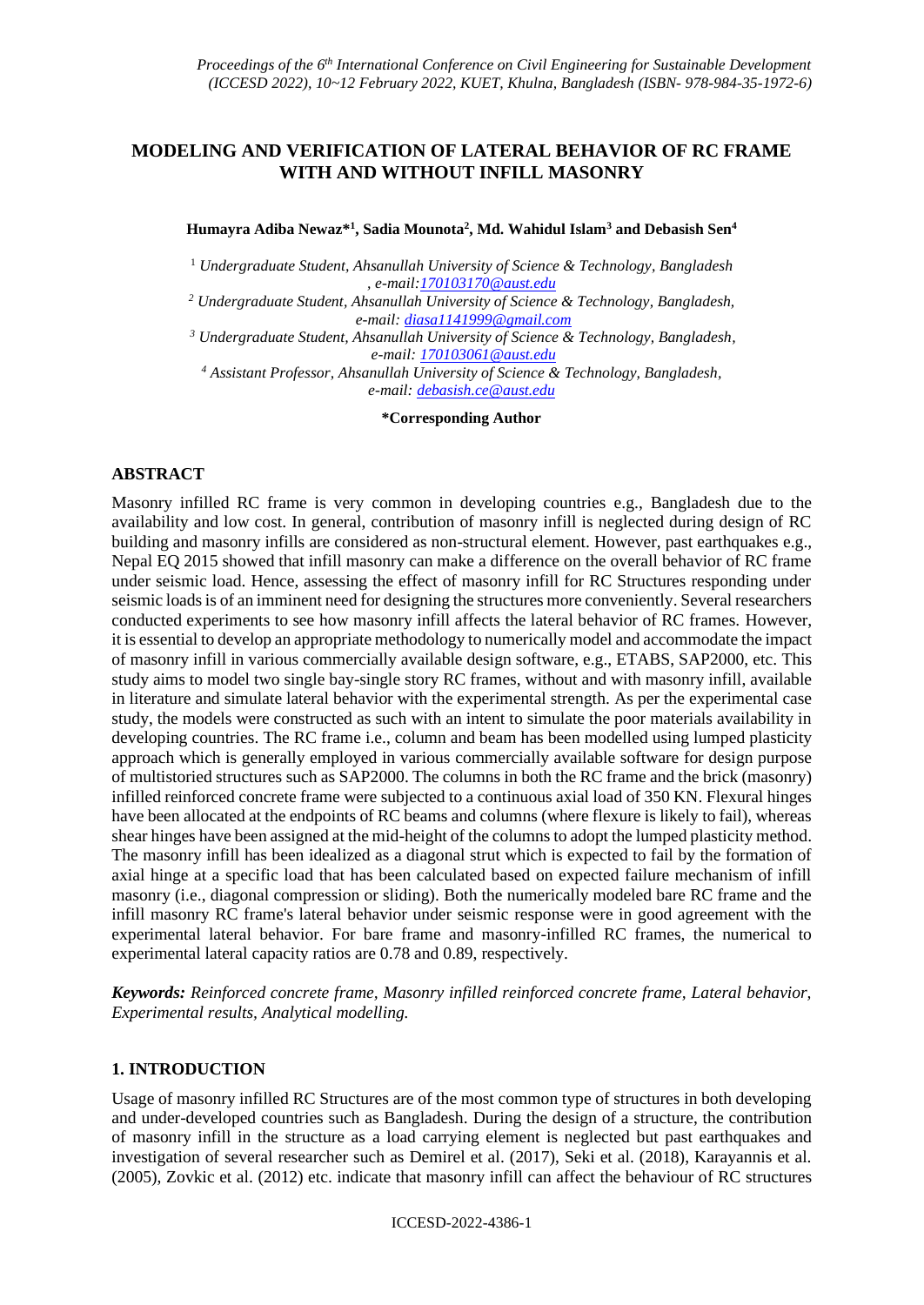# MODELING AND VERIFICATION OF LATERAL BEHAVIOR OF RC FRAME WITH AND WITHOUT INFILL MASONRY

**Humayra Adiba Newaz*[1], Sadia Mounota[2], Md. Wahidul Islam[3] and Debasish Sen[4]**

[1] *Undergraduate Student, Ahsanullah University of Science & Technology, Bangladesh, e-mail:170103170@aust.edu*

[2] *Undergraduate Student, Ahsanullah University of Science & Technology, Bangladesh, e-mail: diasa1141999@gmail.com*

[3] *Undergraduate Student, Ahsanullah University of Science & Technology, Bangladesh, e-mail: 170103061@aust.edu*

[4] *Assistant Professor, Ahsanullah University of Science & Technology, Bangladesh, e-mail: debasish.ce@aust.edu*

**\*Corresponding Author**

## ABSTRACT

Masonry infilled RC frame is very common in developing countries e.g., Bangladesh due to the availability and low cost. In general, contribution of masonry infill is neglected during design of RC building and masonry infills are considered as non-structural element. However, past earthquakes e.g., Nepal EQ 2015 showed that infill masonry can make a difference on the overall behavior of RC frame under seismic load. Hence, assessing the effect of masonry infill for RC Structures responding under seismic loads is of an imminent need for designing the structures more conveniently. Several researchers conducted experiments to see how masonry infill affects the lateral behavior of RC frames. However, it is essential to develop an appropriate methodology to numerically model and accommodate the impact of masonry infill in various commercially available design software, e.g., ETABS, SAP2000, etc. This study aims to model two single bay-single story RC frames, without and with masonry infill, available in literature and simulate lateral behavior with the experimental strength. As per the experimental case study, the models were constructed as such with an intent to simulate the poor materials availability in developing countries. The RC frame i.e., column and beam has been modelled using lumped plasticity approach which is generally employed in various commercially available software for design purpose of multistoried structures such as SAP2000. The columns in both the RC frame and the brick (masonry) infilled reinforced concrete frame were subjected to a continuous axial load of 350 KN. Flexural hinges have been allocated at the endpoints of RC beams and columns (where flexure is likely to fail), whereas shear hinges have been assigned at the mid-height of the columns to adopt the lumped plasticity method. The masonry infill has been idealized as a diagonal strut which is expected to fail by the formation of axial hinge at a specific load that has been calculated based on expected failure mechanism of infill masonry (i.e., diagonal compression or sliding). Both the numerically modeled bare RC frame and the infill masonry RC frame's lateral behavior under seismic response were in good agreement with the experimental lateral behavior. For bare frame and masonry-infilled RC frames, the numerical to experimental lateral capacity ratios are 0.78 and 0.89, respectively.

***Keywords:*** *Reinforced concrete frame, Masonry infilled reinforced concrete frame, Lateral behavior, Experimental results, Analytical modelling.*

## 1. INTRODUCTION

Usage of masonry infilled RC Structures are of the most common type of structures in both developing and under-developed countries such as Bangladesh. During the design of a structure, the contribution of masonry infill in the structure as a load carrying element is neglected but past earthquakes and investigation of several researcher such as Demirel et al. (2017), Seki et al. (2018), Karayannis et al. (2005), Zovkic et al. (2012) etc. indicate that masonry infill can affect the behaviour of RC structures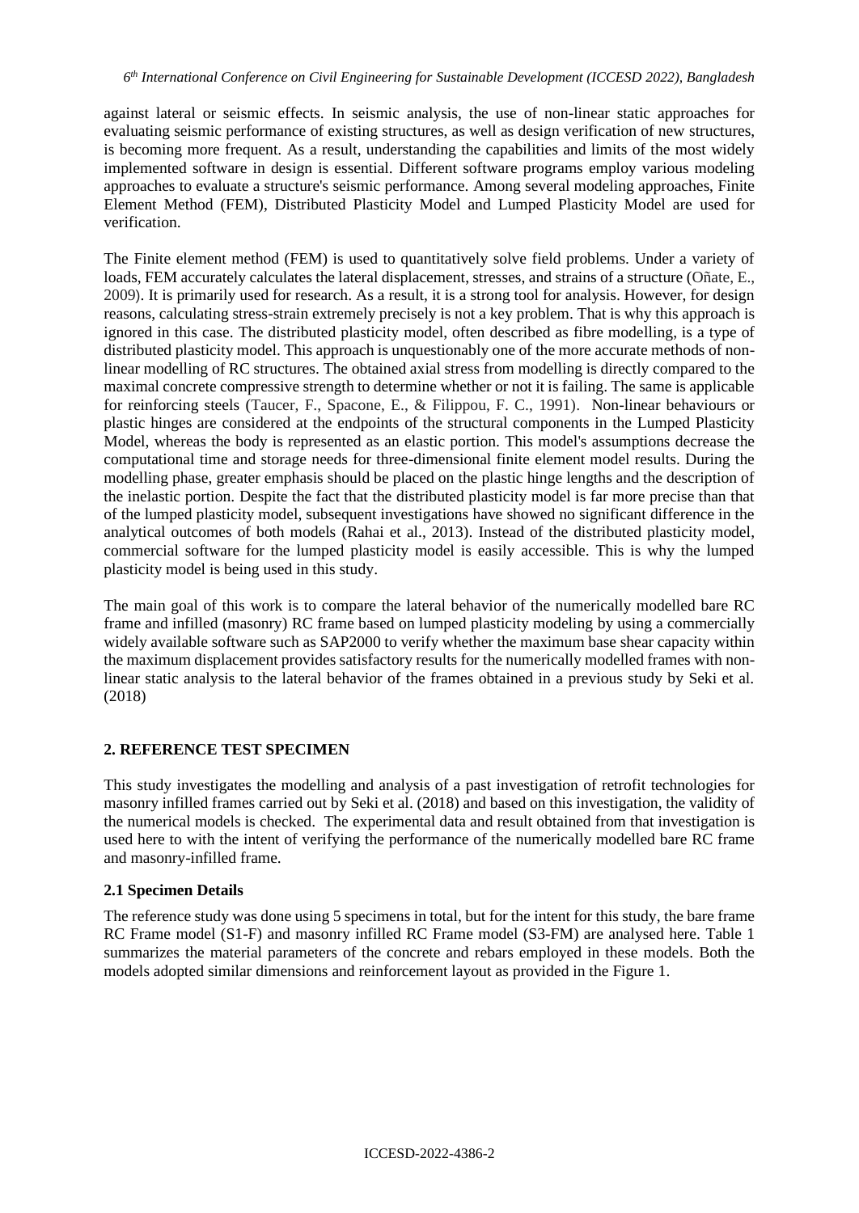against lateral or seismic effects. In seismic analysis, the use of non-linear static approaches for evaluating seismic performance of existing structures, as well as design verification of new structures, is becoming more frequent. As a result, understanding the capabilities and limits of the most widely implemented software in design is essential. Different software programs employ various modeling approaches to evaluate a structure's seismic performance. Among several modeling approaches, Finite Element Method (FEM), Distributed Plasticity Model and Lumped Plasticity Model are used for verification.

The Finite element method (FEM) is used to quantitatively solve field problems. Under a variety of loads, FEM accurately calculates the lateral displacement, stresses, and strains of a structure (Oñate, E., 2009). It is primarily used for research. As a result, it is a strong tool for analysis. However, for design reasons, calculating stress-strain extremely precisely is not a key problem. That is why this approach is ignored in this case. The distributed plasticity model, often described as fibre modelling, is a type of distributed plasticity model. This approach is unquestionably one of the more accurate methods of non-linear modelling of RC structures. The obtained axial stress from modelling is directly compared to the maximal concrete compressive strength to determine whether or not it is failing. The same is applicable for reinforcing steels (Taucer, F., Spacone, E., & Filippou, F. C., 1991). Non-linear behaviours or plastic hinges are considered at the endpoints of the structural components in the Lumped Plasticity Model, whereas the body is represented as an elastic portion. This model's assumptions decrease the computational time and storage needs for three-dimensional finite element model results. During the modelling phase, greater emphasis should be placed on the plastic hinge lengths and the description of the inelastic portion. Despite the fact that the distributed plasticity model is far more precise than that of the lumped plasticity model, subsequent investigations have showed no significant difference in the analytical outcomes of both models (Rahai et al., 2013). Instead of the distributed plasticity model, commercial software for the lumped plasticity model is easily accessible. This is why the lumped plasticity model is being used in this study.

The main goal of this work is to compare the lateral behavior of the numerically modelled bare RC frame and infilled (masonry) RC frame based on lumped plasticity modeling by using a commercially widely available software such as SAP2000 to verify whether the maximum base shear capacity within the maximum displacement provides satisfactory results for the numerically modelled frames with non-linear static analysis to the lateral behavior of the frames obtained in a previous study by Seki et al. (2018)

## 2. REFERENCE TEST SPECIMEN

This study investigates the modelling and analysis of a past investigation of retrofit technologies for masonry infilled frames carried out by Seki et al. (2018) and based on this investigation, the validity of the numerical models is checked. The experimental data and result obtained from that investigation is used here to with the intent of verifying the performance of the numerically modelled bare RC frame and masonry-infilled frame.

### 2.1 Specimen Details

The reference study was done using 5 specimens in total, but for the intent for this study, the bare frame RC Frame model (S1-F) and masonry infilled RC Frame model (S3-FM) are analysed here. Table 1 summarizes the material parameters of the concrete and rebars employed in these models. Both the models adopted similar dimensions and reinforcement layout as provided in the Figure 1.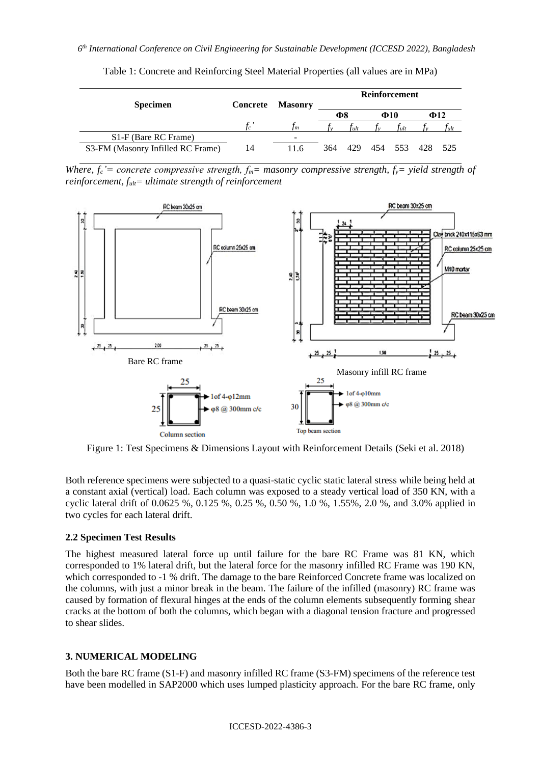Table 1: Concrete and Reinforcing Steel Material Properties (all values are in MPa)

| Specimen | Concrete | Masonry | Reinforcement | | | | | |
|---|---|---|---|---|---|---|---|---|
| | | | Φ8 | | Φ10 | | Φ12 | |
| | $f_c'$ | $f_m$ | $f_y$ | $f_{ult}$ | $f_y$ | $f_{ult}$ | $f_y$ | $f_{ult}$ |
| S1-F (Bare RC Frame) | 14 | - | 364 | 429 | 454 | 553 | 428 | 525 |
| S3-FM (Masonry Infilled RC Frame) | 14 | 11.6 | 364 | 429 | 454 | 553 | 428 | 525 |

*Where, $f_c'$= concrete compressive strength, $f_m$= masonry compressive strength, $f_y$= yield strength of reinforcement, $f_{ult}$= ultimate strength of reinforcement*

Figure 1: Test Specimens & Dimensions Layout with Reinforcement Details (Seki et al. 2018)

Both reference specimens were subjected to a quasi-static cyclic static lateral stress while being held at a constant axial (vertical) load. Each column was exposed to a steady vertical load of 350 KN, with a cyclic lateral drift of 0.0625 %, 0.125 %, 0.25 %, 0.50 %, 1.0 %, 1.55%, 2.0 %, and 3.0% applied in two cycles for each lateral drift.

### 2.2 Specimen Test Results

The highest measured lateral force up until failure for the bare RC Frame was 81 KN, which corresponded to 1% lateral drift, but the lateral force for the masonry infilled RC Frame was 190 KN, which corresponded to -1 % drift. The damage to the bare Reinforced Concrete frame was localized on the columns, with just a minor break in the beam. The failure of the infilled (masonry) RC frame was caused by formation of flexural hinges at the ends of the column elements subsequently forming shear cracks at the bottom of both the columns, which began with a diagonal tension fracture and progressed to shear slides.

## 3. NUMERICAL MODELING

Both the bare RC frame (S1-F) and masonry infilled RC frame (S3-FM) specimens of the reference test have been modelled in SAP2000 which uses lumped plasticity approach. For the bare RC frame, only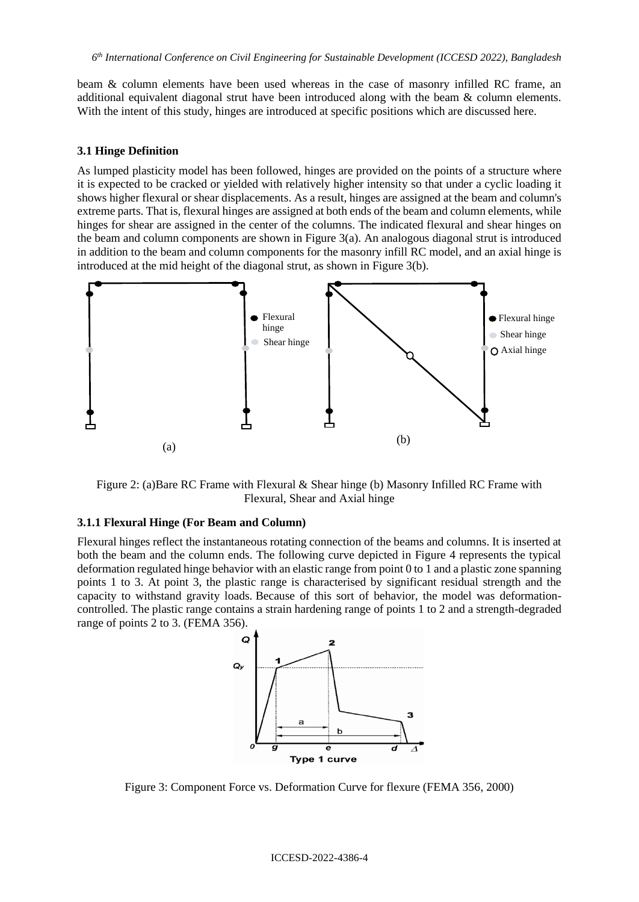beam & column elements have been used whereas in the case of masonry infilled RC frame, an additional equivalent diagonal strut have been introduced along with the beam & column elements. With the intent of this study, hinges are introduced at specific positions which are discussed here.

### 3.1 Hinge Definition

As lumped plasticity model has been followed, hinges are provided on the points of a structure where it is expected to be cracked or yielded with relatively higher intensity so that under a cyclic loading it shows higher flexural or shear displacements. As a result, hinges are assigned at the beam and column's extreme parts. That is, flexural hinges are assigned at both ends of the beam and column elements, while hinges for shear are assigned in the center of the columns. The indicated flexural and shear hinges on the beam and column components are shown in Figure 3(a). An analogous diagonal strut is introduced in addition to the beam and column components for the masonry infill RC model, and an axial hinge is introduced at the mid height of the diagonal strut, as shown in Figure 3(b).

Figure 2: (a)Bare RC Frame with Flexural & Shear hinge (b) Masonry Infilled RC Frame with Flexural, Shear and Axial hinge

#### 3.1.1 Flexural Hinge (For Beam and Column)

Flexural hinges reflect the instantaneous rotating connection of the beams and columns. It is inserted at both the beam and the column ends. The following curve depicted in Figure 4 represents the typical deformation regulated hinge behavior with an elastic range from point 0 to 1 and a plastic zone spanning points 1 to 3. At point 3, the plastic range is characterised by significant residual strength and the capacity to withstand gravity loads. Because of this sort of behavior, the model was deformation-controlled. The plastic range contains a strain hardening range of points 1 to 2 and a strength-degraded range of points 2 to 3. (FEMA 356).

Figure 3: Component Force vs. Deformation Curve for flexure (FEMA 356, 2000)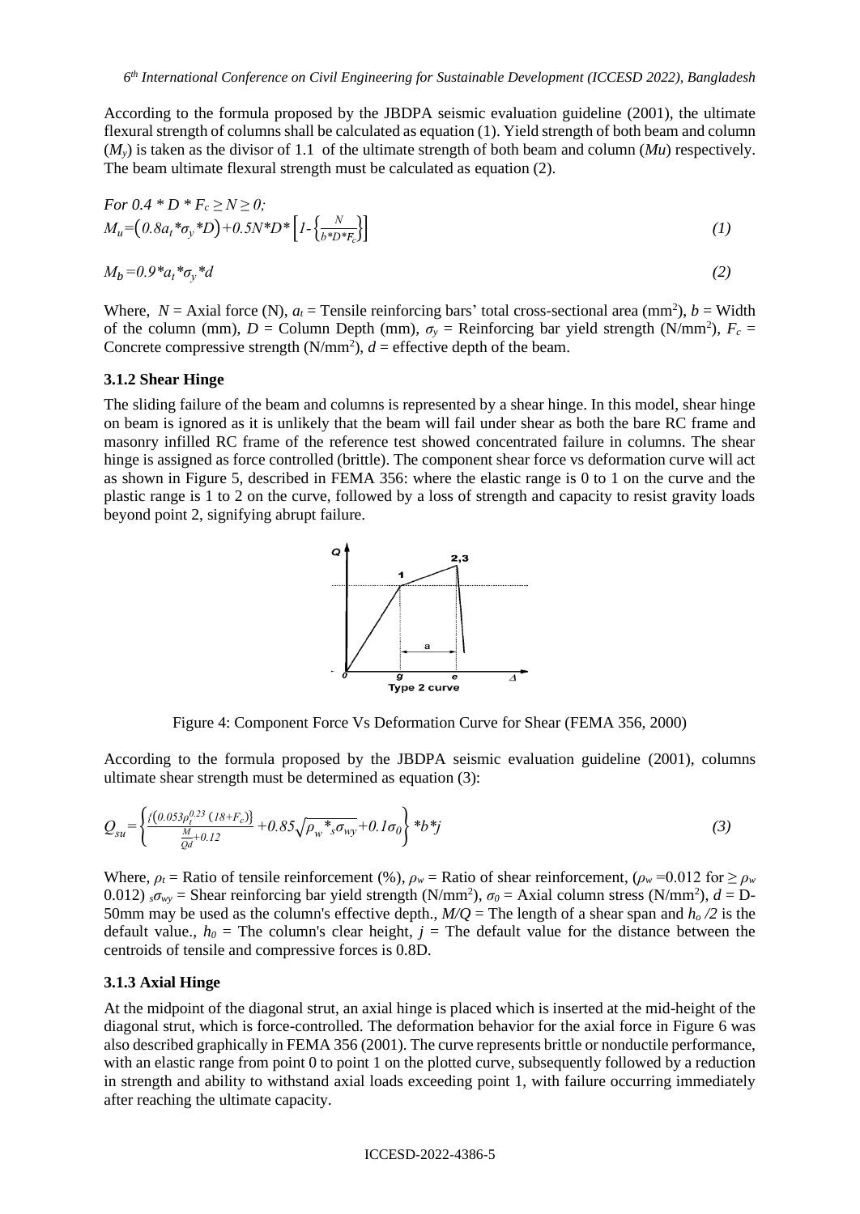According to the formula proposed by the JBDPA seismic evaluation guideline (2001), the ultimate flexural strength of columns shall be calculated as equation (1). Yield strength of both beam and column ($M_y$) is taken as the divisor of 1.1 of the ultimate strength of both beam and column ($Mu$) respectively. The beam ultimate flexural strength must be calculated as equation (2).

$$For\ 0.4 * D * F_c \geq N \geq 0;$$

$$M_u = \left(0.8a_t * \sigma_y * D\right) + 0.5N * D * \left[1 - \left\{\frac{N}{b * D * F_c}\right\}\right] \tag{1}$$

$$M_b = 0.9 * a_t * \sigma_y * d \tag{2}$$

Where, $N$ = Axial force (N), $a_t$ = Tensile reinforcing bars' total cross-sectional area (mm$^2$), $b$ = Width of the column (mm), $D$ = Column Depth (mm), $\sigma_y$ = Reinforcing bar yield strength (N/mm$^2$), $F_c$ = Concrete compressive strength (N/mm$^2$), $d$ = effective depth of the beam.

### 3.1.2 Shear Hinge

The sliding failure of the beam and columns is represented by a shear hinge. In this model, shear hinge on beam is ignored as it is unlikely that the beam will fail under shear as both the bare RC frame and masonry infilled RC frame of the reference test showed concentrated failure in columns. The shear hinge is assigned as force controlled (brittle). The component shear force vs deformation curve will act as shown in Figure 5, described in FEMA 356: where the elastic range is 0 to 1 on the curve and the plastic range is 1 to 2 on the curve, followed by a loss of strength and capacity to resist gravity loads beyond point 2, signifying abrupt failure.

Figure 4: Component Force Vs Deformation Curve for Shear (FEMA 356, 2000)

According to the formula proposed by the JBDPA seismic evaluation guideline (2001), columns ultimate shear strength must be determined as equation (3):

$$Q_{su} = \left\{\frac{\{(0.053\rho_t^{0.23}(18+F_c)\}}{\frac{M}{Qd}+0.12} + 0.85\sqrt{\rho_w * {}_s\sigma_{wy}} + 0.1\sigma_0\right\} * b * j \tag{3}$$

Where, $\rho_t$ = Ratio of tensile reinforcement (%), $\rho_w$ = Ratio of shear reinforcement, ($\rho_w$ =0.012 for $\geq \rho_w$ 0.012) ${}_s\sigma_{wy}$ = Shear reinforcing bar yield strength (N/mm$^2$), $\sigma_0$ = Axial column stress (N/mm$^2$), $d$ = D-50mm may be used as the column's effective depth., $M/Q$ = The length of a shear span and $h_o/2$ is the default value., $h_0$ = The column's clear height, $j$ = The default value for the distance between the centroids of tensile and compressive forces is 0.8D.

### 3.1.3 Axial Hinge

At the midpoint of the diagonal strut, an axial hinge is placed which is inserted at the mid-height of the diagonal strut, which is force-controlled. The deformation behavior for the axial force in Figure 6 was also described graphically in FEMA 356 (2001). The curve represents brittle or nonductile performance, with an elastic range from point 0 to point 1 on the plotted curve, subsequently followed by a reduction in strength and ability to withstand axial loads exceeding point 1, with failure occurring immediately after reaching the ultimate capacity.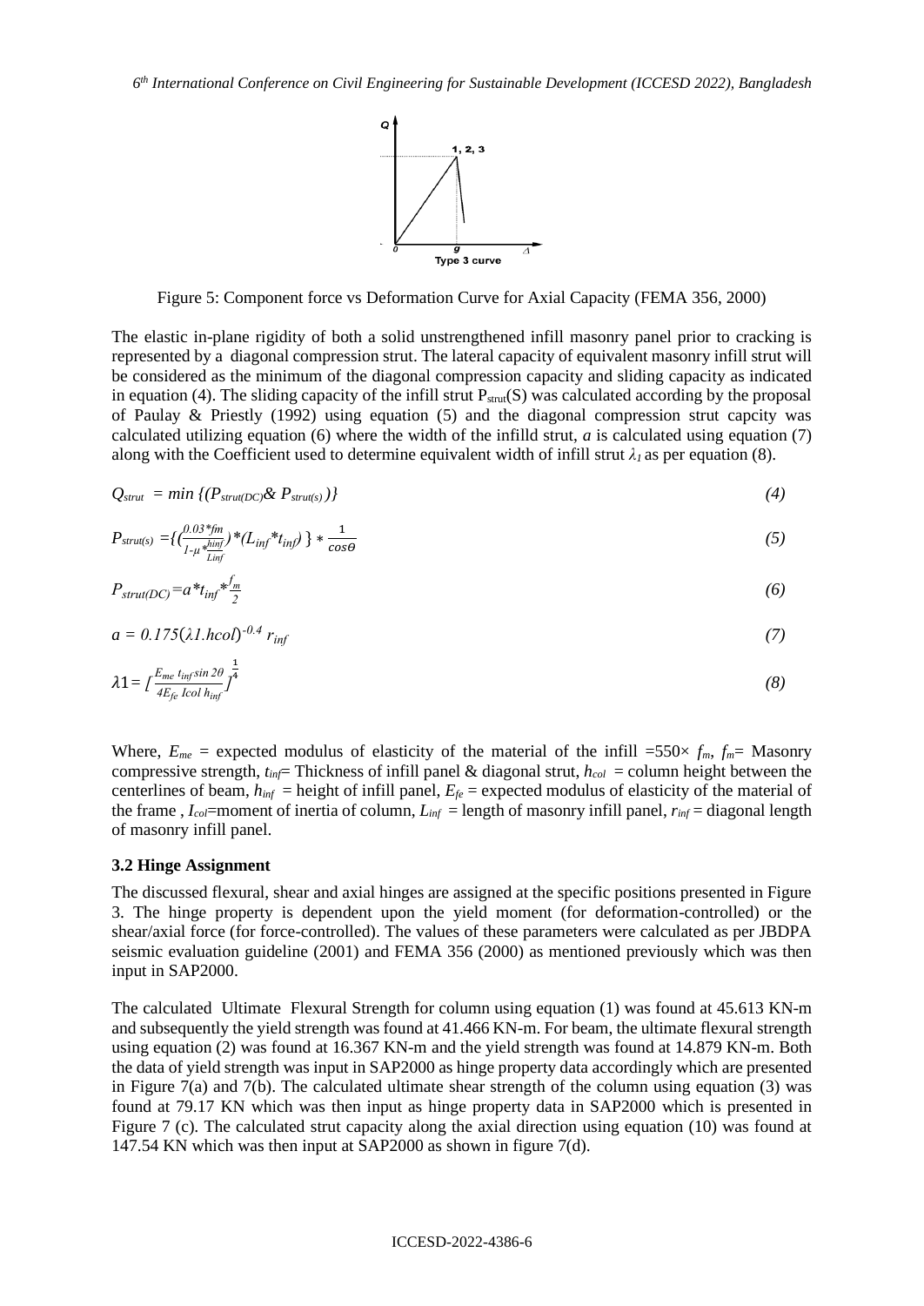Figure 5: Component force vs Deformation Curve for Axial Capacity (FEMA 356, 2000)

The elastic in-plane rigidity of both a solid unstrengthened infill masonry panel prior to cracking is represented by a diagonal compression strut. The lateral capacity of equivalent masonry infill strut will be considered as the minimum of the diagonal compression capacity and sliding capacity as indicated in equation (4). The sliding capacity of the infill strut $P_{strut}(S)$ was calculated according by the proposal of Paulay & Priestly (1992) using equation (5) and the diagonal compression strut capcity was calculated utilizing equation (6) where the width of the infilld strut, $a$ is calculated using equation (7) along with the Coefficient used to determine equivalent width of infill strut $\lambda_1$ as per equation (8).

$$Q_{strut} = min \{(P_{strut(DC)} \& P_{strut(s)})\} \tag{4}$$

$$P_{strut(s)} = \{(\frac{0.03*fm}{1-\mu*\frac{hinf}{Linf}})*(L_{inf}*t_{inf})\} * \frac{1}{cos\theta} \tag{5}$$

$$P_{strut(DC)} = a*t_{inf}*\frac{f_m}{2} \tag{6}$$

$$a = 0.175(\lambda 1.hcol)^{-0.4}\ r_{inf} \tag{7}$$

$$\lambda 1 = [\frac{E_{me}\ t_{inf} sin\ 2\theta}{4E_{fe}\ Icol\ h_{inf}}]^{\frac{1}{4}} \tag{8}$$

Where, $E_{me}$ = expected modulus of elasticity of the material of the infill =550× $f_m$, $f_m$= Masonry compressive strength, $t_{inf}$= Thickness of infill panel & diagonal strut, $h_{col}$ = column height between the centerlines of beam, $h_{inf}$ = height of infill panel, $E_{fe}$ = expected modulus of elasticity of the material of the frame , $I_{col}$=moment of inertia of column, $L_{inf}$ = length of masonry infill panel, $r_{inf}$ = diagonal length of masonry infill panel.

### 3.2 Hinge Assignment

The discussed flexural, shear and axial hinges are assigned at the specific positions presented in Figure 3. The hinge property is dependent upon the yield moment (for deformation-controlled) or the shear/axial force (for force-controlled). The values of these parameters were calculated as per JBDPA seismic evaluation guideline (2001) and FEMA 356 (2000) as mentioned previously which was then input in SAP2000.

The calculated Ultimate Flexural Strength for column using equation (1) was found at 45.613 KN-m and subsequently the yield strength was found at 41.466 KN-m. For beam, the ultimate flexural strength using equation (2) was found at 16.367 KN-m and the yield strength was found at 14.879 KN-m. Both the data of yield strength was input in SAP2000 as hinge property data accordingly which are presented in Figure 7(a) and 7(b). The calculated ultimate shear strength of the column using equation (3) was found at 79.17 KN which was then input as hinge property data in SAP2000 which is presented in Figure 7 (c). The calculated strut capacity along the axial direction using equation (10) was found at 147.54 KN which was then input at SAP2000 as shown in figure 7(d).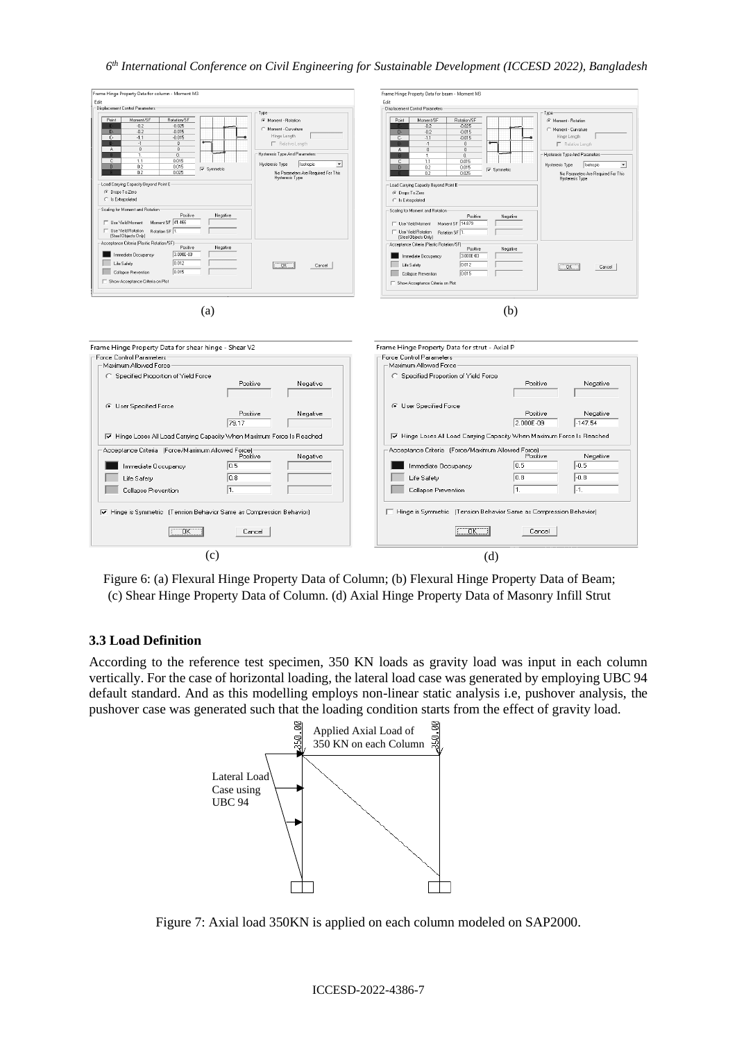Figure 6: (a) Flexural Hinge Property Data of Column; (b) Flexural Hinge Property Data of Beam; (c) Shear Hinge Property Data of Column. (d) Axial Hinge Property Data of Masonry Infill Strut

### 3.3 Load Definition

According to the reference test specimen, 350 KN loads as gravity load was input in each column vertically. For the case of horizontal loading, the lateral load case was generated by employing UBC 94 default standard. And as this modelling employs non-linear static analysis i.e, pushover analysis, the pushover case was generated such that the loading condition starts from the effect of gravity load.

Figure 7: Axial load 350KN is applied on each column modeled on SAP2000.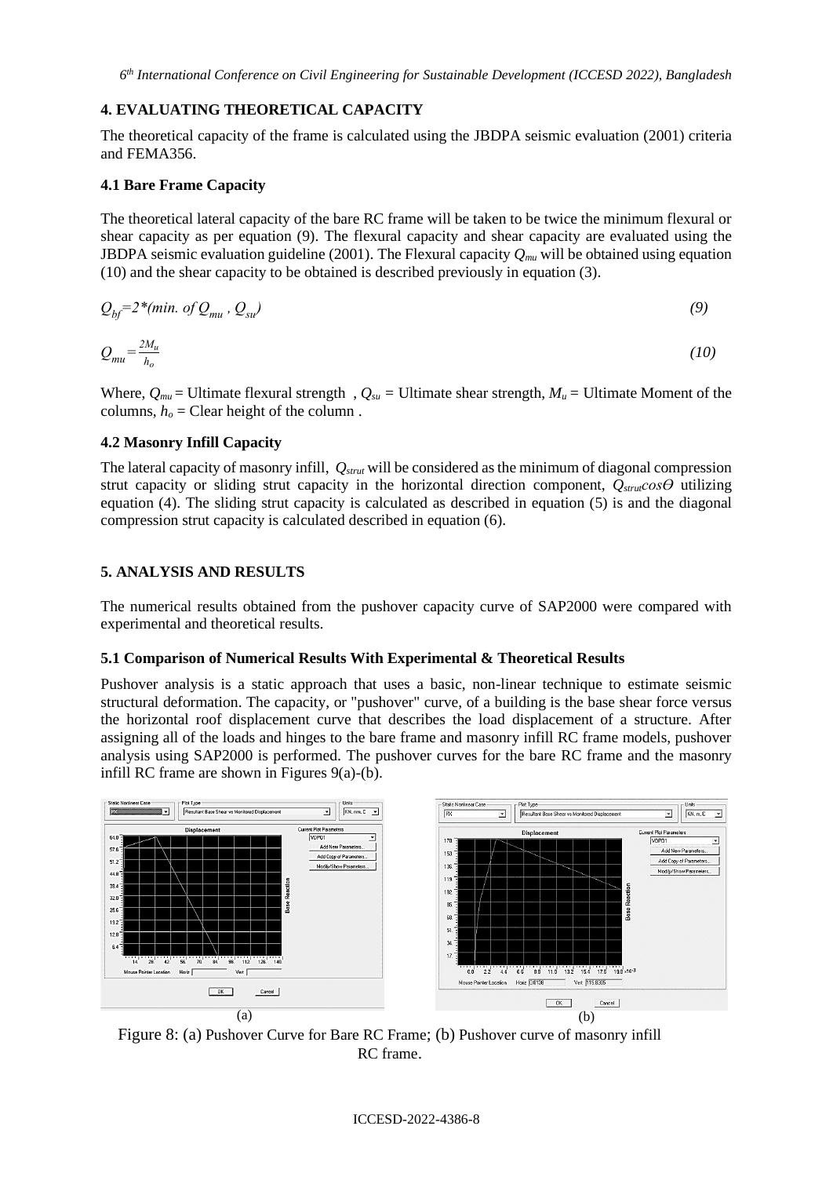## 4. EVALUATING THEORETICAL CAPACITY

The theoretical capacity of the frame is calculated using the JBDPA seismic evaluation (2001) criteria and FEMA356.

### 4.1 Bare Frame Capacity

The theoretical lateral capacity of the bare RC frame will be taken to be twice the minimum flexural or shear capacity as per equation (9). The flexural capacity and shear capacity are evaluated using the JBDPA seismic evaluation guideline (2001). The Flexural capacity $Q_{mu}$ will be obtained using equation (10) and the shear capacity to be obtained is described previously in equation (3).

$$Q_{bf} = 2*(\text{min. of } Q_{mu}\ ,\ Q_{su}) \tag{9}$$

$$Q_{mu} = \frac{2M_u}{h_o} \tag{10}$$

Where, $Q_{mu}$ = Ultimate flexural strength , $Q_{su}$ = Ultimate shear strength, $M_u$ = Ultimate Moment of the columns, $h_o$ = Clear height of the column .

### 4.2 Masonry Infill Capacity

The lateral capacity of masonry infill, $Q_{strut}$ will be considered as the minimum of diagonal compression strut capacity or sliding strut capacity in the horizontal direction component, $Q_{strut}\cos\Theta$ utilizing equation (4). The sliding strut capacity is calculated as described in equation (5) is and the diagonal compression strut capacity is calculated described in equation (6).

## 5. ANALYSIS AND RESULTS

The numerical results obtained from the pushover capacity curve of SAP2000 were compared with experimental and theoretical results.

### 5.1 Comparison of Numerical Results With Experimental & Theoretical Results

Pushover analysis is a static approach that uses a basic, non-linear technique to estimate seismic structural deformation. The capacity, or "pushover" curve, of a building is the base shear force versus the horizontal roof displacement curve that describes the load displacement of a structure. After assigning all of the loads and hinges to the bare frame and masonry infill RC frame models, pushover analysis using SAP2000 is performed. The pushover curves for the bare RC frame and the masonry infill RC frame are shown in Figures 9(a)-(b).

(a) (b)

Figure 8: (a) Pushover Curve for Bare RC Frame; (b) Pushover curve of masonry infill RC frame.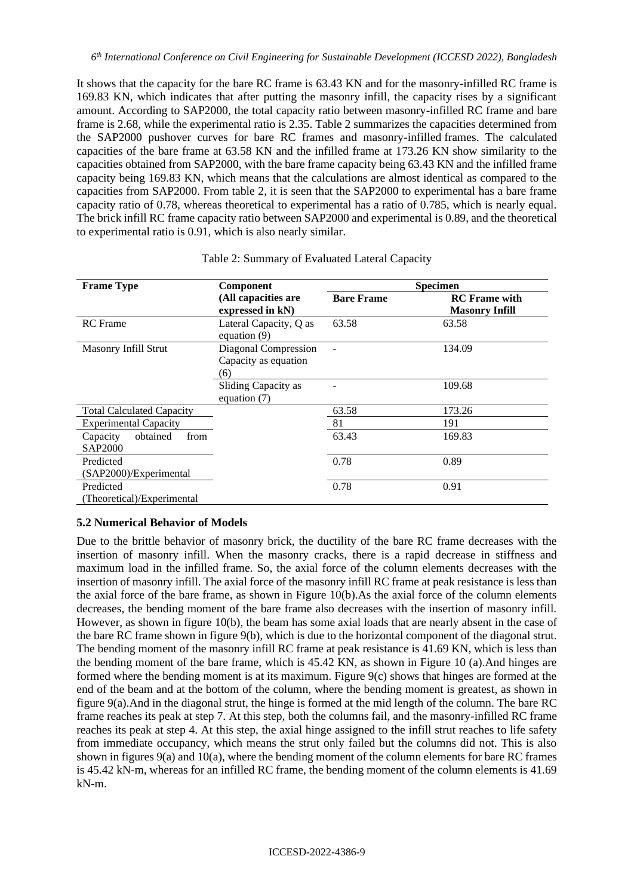It shows that the capacity for the bare RC frame is 63.43 KN and for the masonry-infilled RC frame is 169.83 KN, which indicates that after putting the masonry infill, the capacity rises by a significant amount. According to SAP2000, the total capacity ratio between masonry-infilled RC frame and bare frame is 2.68, while the experimental ratio is 2.35. Table 2 summarizes the capacities determined from the SAP2000 pushover curves for bare RC frames and masonry-infilled frames. The calculated capacities of the bare frame at 63.58 KN and the infilled frame at 173.26 KN show similarity to the capacities obtained from SAP2000, with the bare frame capacity being 63.43 KN and the infilled frame capacity being 169.83 KN, which means that the calculations are almost identical as compared to the capacities from SAP2000. From table 2, it is seen that the SAP2000 to experimental has a bare frame capacity ratio of 0.78, whereas theoretical to experimental has a ratio of 0.785, which is nearly equal. The brick infill RC frame capacity ratio between SAP2000 and experimental is 0.89, and the theoretical to experimental ratio is 0.91, which is also nearly similar.

Table 2: Summary of Evaluated Lateral Capacity

| Frame Type | Component (All capacities are expressed in kN) | Specimen | |
|---|---|---|---|
| | | **Bare Frame** | **RC Frame with Masonry Infill** |
| RC Frame | Lateral Capacity, Q as equation (9) | 63.58 | 63.58 |
| Masonry Infill Strut | Diagonal Compression Capacity as equation (6) | - | 134.09 |
| | Sliding Capacity as equation (7) | - | 109.68 |
| Total Calculated Capacity | | 63.58 | 173.26 |
| Experimental Capacity | | 81 | 191 |
| Capacity obtained from SAP2000 | | 63.43 | 169.83 |
| Predicted (SAP2000)/Experimental | | 0.78 | 0.89 |
| Predicted (Theoretical)/Experimental | | 0.78 | 0.91 |

### 5.2 Numerical Behavior of Models

Due to the brittle behavior of masonry brick, the ductility of the bare RC frame decreases with the insertion of masonry infill. When the masonry cracks, there is a rapid decrease in stiffness and maximum load in the infilled frame. So, the axial force of the column elements decreases with the insertion of masonry infill. The axial force of the masonry infill RC frame at peak resistance is less than the axial force of the bare frame, as shown in Figure 10(b).As the axial force of the column elements decreases, the bending moment of the bare frame also decreases with the insertion of masonry infill. However, as shown in figure 10(b), the beam has some axial loads that are nearly absent in the case of the bare RC frame shown in figure 9(b), which is due to the horizontal component of the diagonal strut. The bending moment of the masonry infill RC frame at peak resistance is 41.69 KN, which is less than the bending moment of the bare frame, which is 45.42 KN, as shown in Figure 10 (a).And hinges are formed where the bending moment is at its maximum. Figure 9(c) shows that hinges are formed at the end of the beam and at the bottom of the column, where the bending moment is greatest, as shown in figure 9(a).And in the diagonal strut, the hinge is formed at the mid length of the column. The bare RC frame reaches its peak at step 7. At this step, both the columns fail, and the masonry-infilled RC frame reaches its peak at step 4. At this step, the axial hinge assigned to the infill strut reaches to life safety from immediate occupancy, which means the strut only failed but the columns did not. This is also shown in figures 9(a) and 10(a), where the bending moment of the column elements for bare RC frames is 45.42 kN-m, whereas for an infilled RC frame, the bending moment of the column elements is 41.69 kN-m.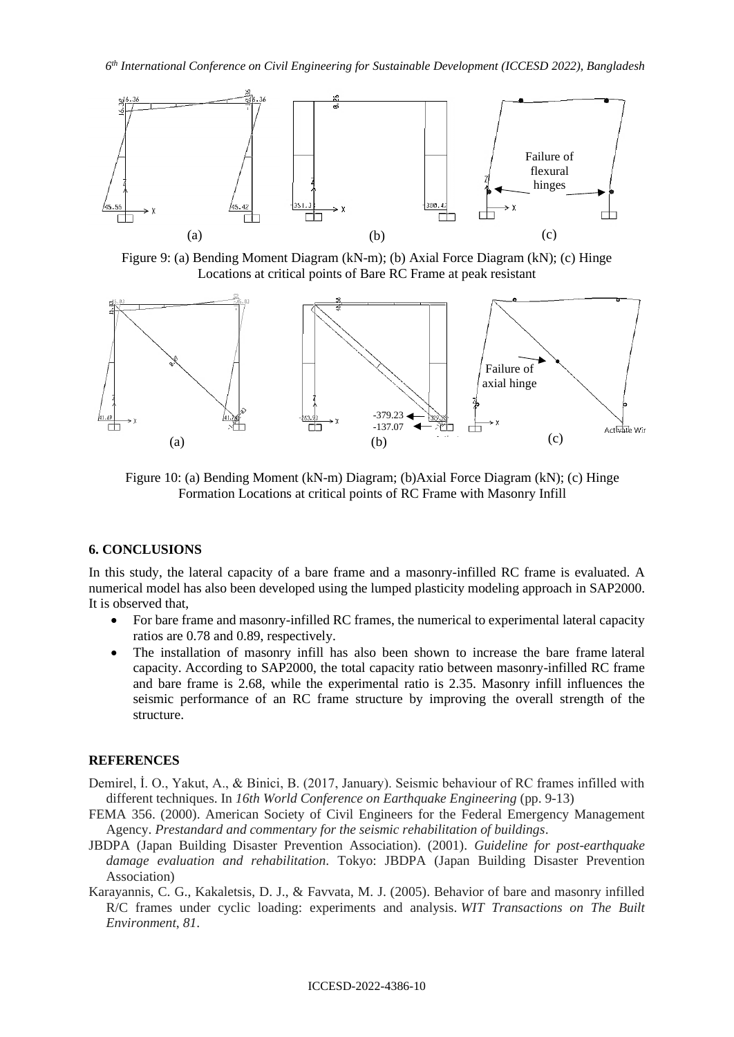Figure 9: (a) Bending Moment Diagram (kN-m); (b) Axial Force Diagram (kN); (c) Hinge Locations at critical points of Bare RC Frame at peak resistant

Figure 10: (a) Bending Moment (kN-m) Diagram; (b)Axial Force Diagram (kN); (c) Hinge Formation Locations at critical points of RC Frame with Masonry Infill

## 6. CONCLUSIONS

In this study, the lateral capacity of a bare frame and a masonry-infilled RC frame is evaluated. A numerical model has also been developed using the lumped plasticity modeling approach in SAP2000. It is observed that,

- For bare frame and masonry-infilled RC frames, the numerical to experimental lateral capacity ratios are 0.78 and 0.89, respectively.
- The installation of masonry infill has also been shown to increase the bare frame lateral capacity. According to SAP2000, the total capacity ratio between masonry-infilled RC frame and bare frame is 2.68, while the experimental ratio is 2.35. Masonry infill influences the seismic performance of an RC frame structure by improving the overall strength of the structure.

## REFERENCES

Demirel, İ. O., Yakut, A., & Binici, B. (2017, January). Seismic behaviour of RC frames infilled with different techniques. In *16th World Conference on Earthquake Engineering* (pp. 9-13)

FEMA 356. (2000). American Society of Civil Engineers for the Federal Emergency Management Agency. *Prestandard and commentary for the seismic rehabilitation of buildings*.

JBDPA (Japan Building Disaster Prevention Association). (2001). *Guideline for post-earthquake damage evaluation and rehabilitation*. Tokyo: JBDPA (Japan Building Disaster Prevention Association)

Karayannis, C. G., Kakaletsis, D. J., & Favvata, M. J. (2005). Behavior of bare and masonry infilled R/C frames under cyclic loading: experiments and analysis. *WIT Transactions on The Built Environment*, *81*.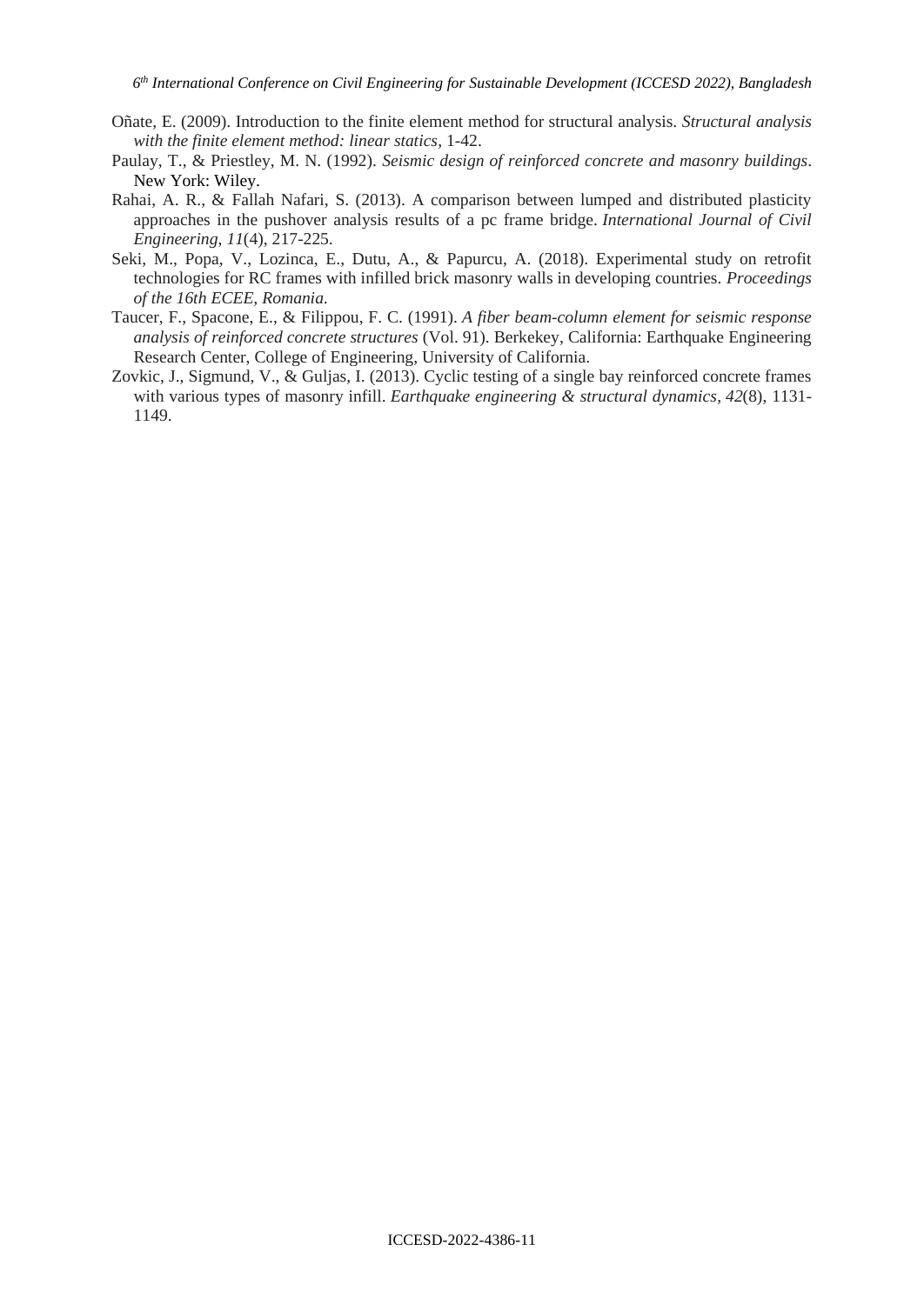Oñate, E. (2009). Introduction to the finite element method for structural analysis. *Structural analysis with the finite element method: linear statics*, 1-42.

Paulay, T., & Priestley, M. N. (1992). *Seismic design of reinforced concrete and masonry buildings*. New York: Wiley.

Rahai, A. R., & Fallah Nafari, S. (2013). A comparison between lumped and distributed plasticity approaches in the pushover analysis results of a pc frame bridge. *International Journal of Civil Engineering*, *11*(4), 217-225.

Seki, M., Popa, V., Lozinca, E., Dutu, A., & Papurcu, A. (2018). Experimental study on retrofit technologies for RC frames with infilled brick masonry walls in developing countries. *Proceedings of the 16th ECEE, Romania*.

Taucer, F., Spacone, E., & Filippou, F. C. (1991). *A fiber beam-column element for seismic response analysis of reinforced concrete structures* (Vol. 91). Berkekey, California: Earthquake Engineering Research Center, College of Engineering, University of California.

Zovkic, J., Sigmund, V., & Guljas, I. (2013). Cyclic testing of a single bay reinforced concrete frames with various types of masonry infill. *Earthquake engineering & structural dynamics*, *42*(8), 1131-1149.